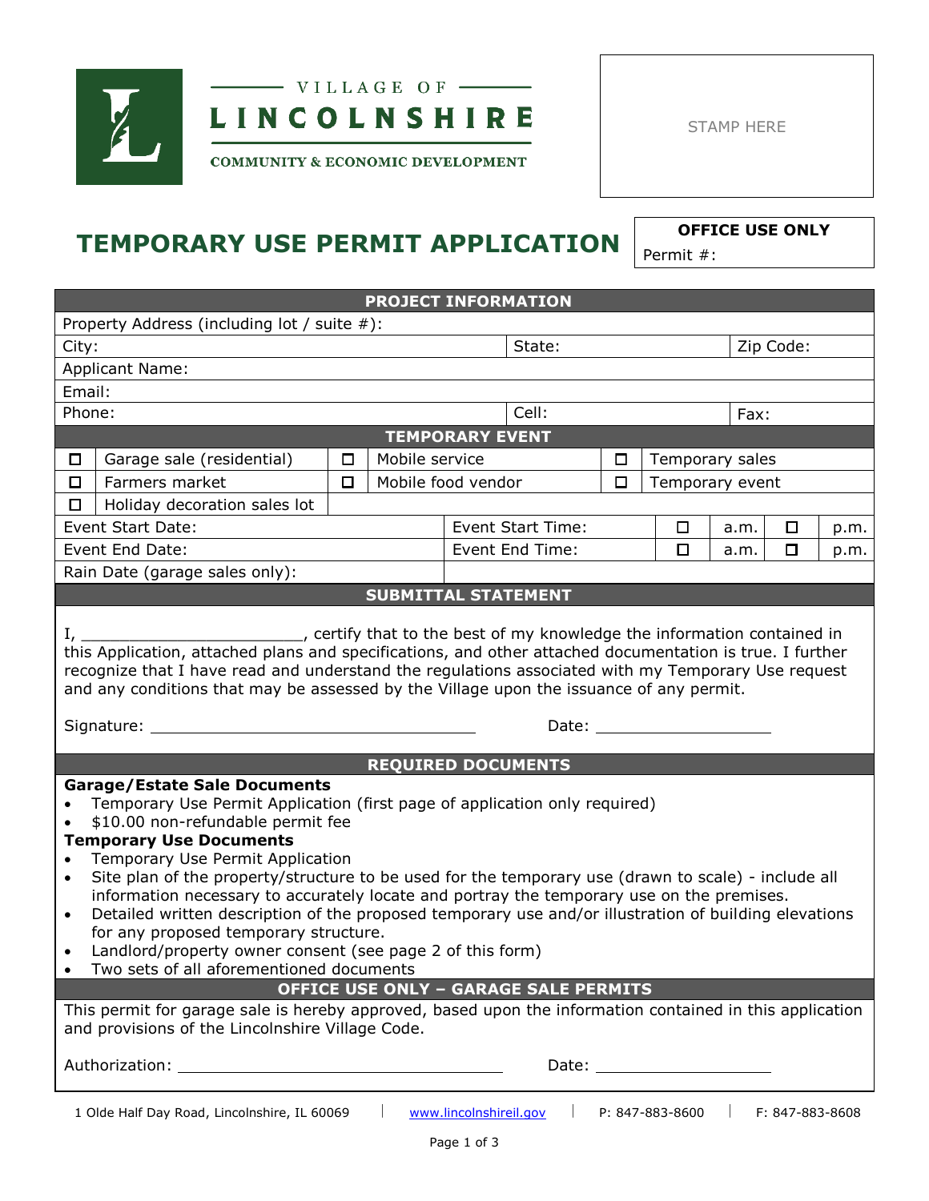VILLAGE OF

**LINCOLNSHIRE**

**COMMUNITY & ECONOMIC DEVELOPMENT**

STAMP HERE

# TEMPORARY USE PERMIT APPLICATION

**OFFICE USE ONLY**
Permit #:

## PROJECT INFORMATION

| | | |
|---|---|---|
| Property Address (including lot / suite #): | | |
| City: | State: | Zip Code: |
| Applicant Name: | | |
| Email: | | |
| Phone: | Cell: | Fax: |

## TEMPORARY EVENT

| | | | | | |
|---|---|---|---|---|---|
| ☐ | Garage sale (residential) | ☐ | Mobile service | ☐ | Temporary sales |
| ☐ | Farmers market | ☐ | Mobile food vendor | ☐ | Temporary event |
| ☐ | Holiday decoration sales lot | | | | |

| | | | | | |
|---|---|---|---|---|---|
| Event Start Date: | Event Start Time: | ☐ | a.m. | ☐ | p.m. |
| Event End Date: | Event End Time: | ☐ | a.m. | ☐ | p.m. |
| Rain Date (garage sales only): | | | | | |

## SUBMITTAL STATEMENT

I, ______________________, certify that to the best of my knowledge the information contained in this Application, attached plans and specifications, and other attached documentation is true. I further recognize that I have read and understand the regulations associated with my Temporary Use request and any conditions that may be assessed by the Village upon the issuance of any permit.

Signature: ______________________ Date: ______________

## REQUIRED DOCUMENTS

**Garage/Estate Sale Documents**

- Temporary Use Permit Application (first page of application only required)
- $10.00 non-refundable permit fee

**Temporary Use Documents**

- Temporary Use Permit Application
- Site plan of the property/structure to be used for the temporary use (drawn to scale) - include all information necessary to accurately locate and portray the temporary use on the premises.
- Detailed written description of the proposed temporary use and/or illustration of building elevations for any proposed temporary structure.
- Landlord/property owner consent (see page 2 of this form)
- Two sets of all aforementioned documents

## OFFICE USE ONLY – GARAGE SALE PERMITS

This permit for garage sale is hereby approved, based upon the information contained in this application and provisions of the Lincolnshire Village Code.

Authorization: ______________________ Date: ______________

1 Olde Half Day Road, Lincolnshire, IL 60069 | www.lincolnshireil.gov | P: 847-883-8600 | F: 847-883-8608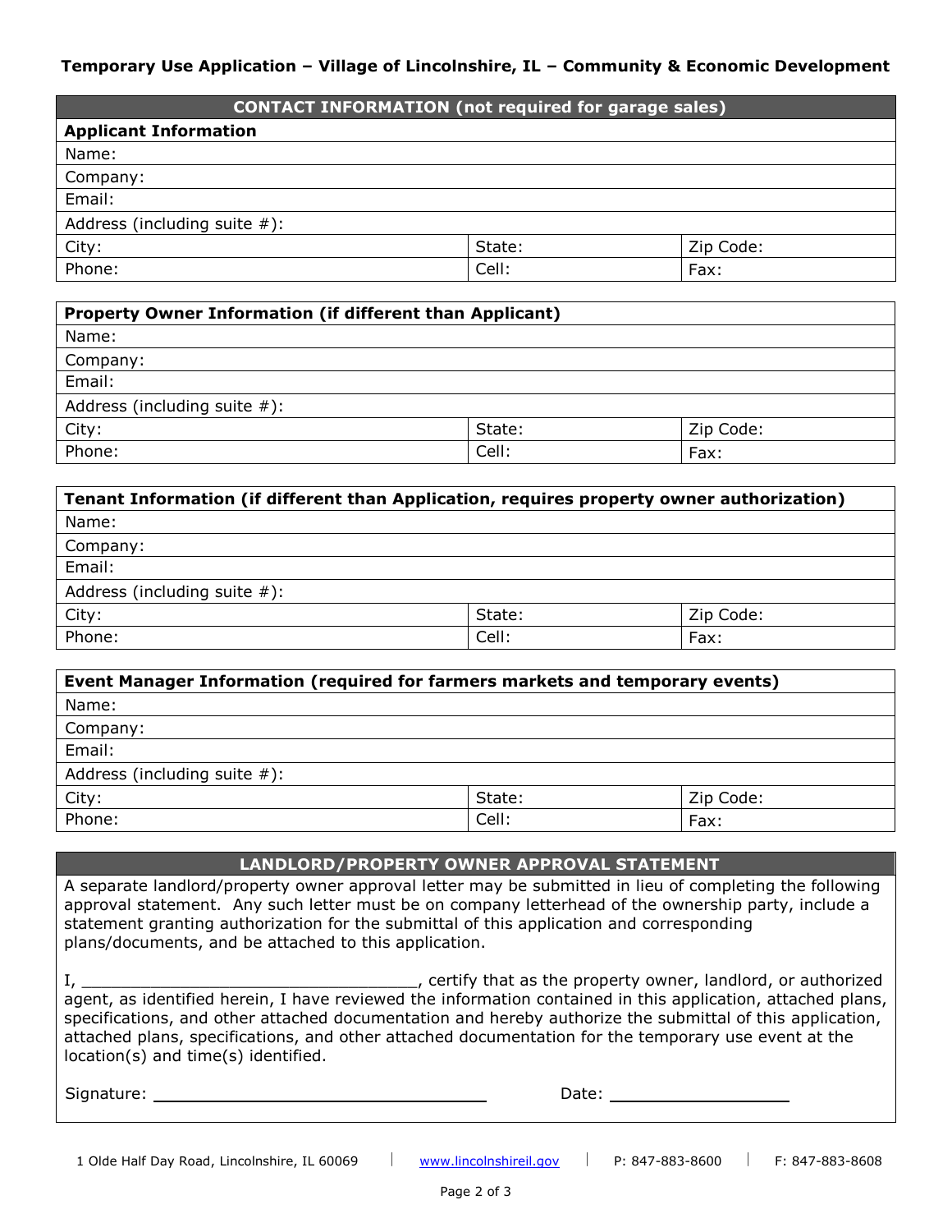**Temporary Use Application – Village of Lincolnshire, IL – Community & Economic Development**

| CONTACT INFORMATION (not required for garage sales) | | |
|---|---|---|
| **Applicant Information** | | |
| Name: | | |
| Company: | | |
| Email: | | |
| Address (including suite #): | | |
| City: | State: | Zip Code: |
| Phone: | Cell: | Fax: |

| Property Owner Information (if different than Applicant) | | |
|---|---|---|
| Name: | | |
| Company: | | |
| Email: | | |
| Address (including suite #): | | |
| City: | State: | Zip Code: |
| Phone: | Cell: | Fax: |

| Tenant Information (if different than Application, requires property owner authorization) | | |
|---|---|---|
| Name: | | |
| Company: | | |
| Email: | | |
| Address (including suite #): | | |
| City: | State: | Zip Code: |
| Phone: | Cell: | Fax: |

| Event Manager Information (required for farmers markets and temporary events) | | |
|---|---|---|
| Name: | | |
| Company: | | |
| Email: | | |
| Address (including suite #): | | |
| City: | State: | Zip Code: |
| Phone: | Cell: | Fax: |

**LANDLORD/PROPERTY OWNER APPROVAL STATEMENT**

A separate landlord/property owner approval letter may be submitted in lieu of completing the following approval statement. Any such letter must be on company letterhead of the ownership party, include a statement granting authorization for the submittal of this application and corresponding plans/documents, and be attached to this application.

I, ___________________________________, certify that as the property owner, landlord, or authorized agent, as identified herein, I have reviewed the information contained in this application, attached plans, specifications, and other attached documentation and hereby authorize the submittal of this application, attached plans, specifications, and other attached documentation for the temporary use event at the location(s) and time(s) identified.

Signature: ___________________________________ Date: ____________________

1 Olde Half Day Road, Lincolnshire, IL 60069 | www.lincolnshireil.gov | P: 847-883-8600 | F: 847-883-8608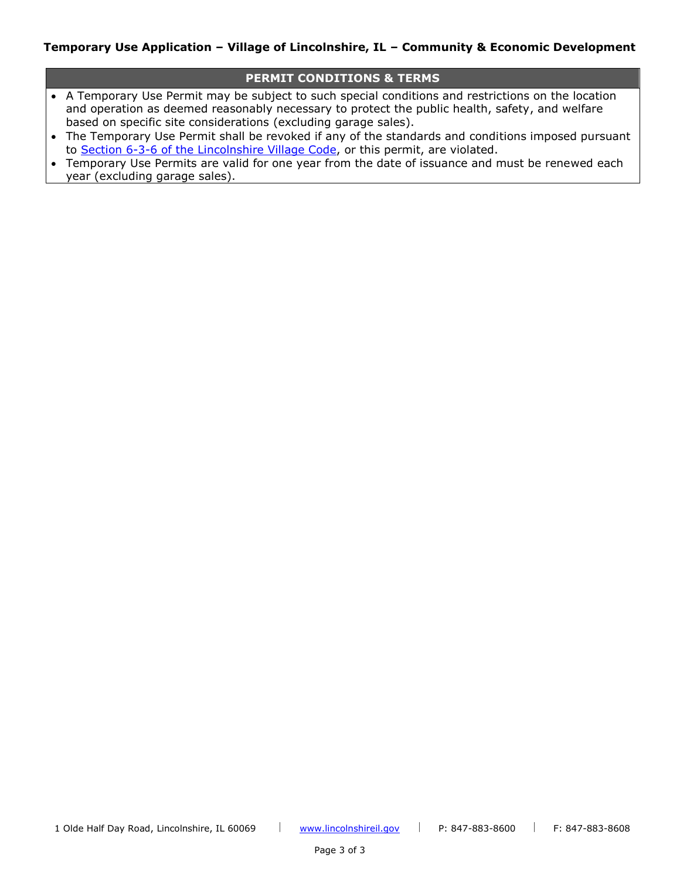## PERMIT CONDITIONS & TERMS

- A Temporary Use Permit may be subject to such special conditions and restrictions on the location and operation as deemed reasonably necessary to protect the public health, safety, and welfare based on specific site considerations (excluding garage sales).
- The Temporary Use Permit shall be revoked if any of the standards and conditions imposed pursuant to Section 6-3-6 of the Lincolnshire Village Code, or this permit, are violated.
- Temporary Use Permits are valid for one year from the date of issuance and must be renewed each year (excluding garage sales).